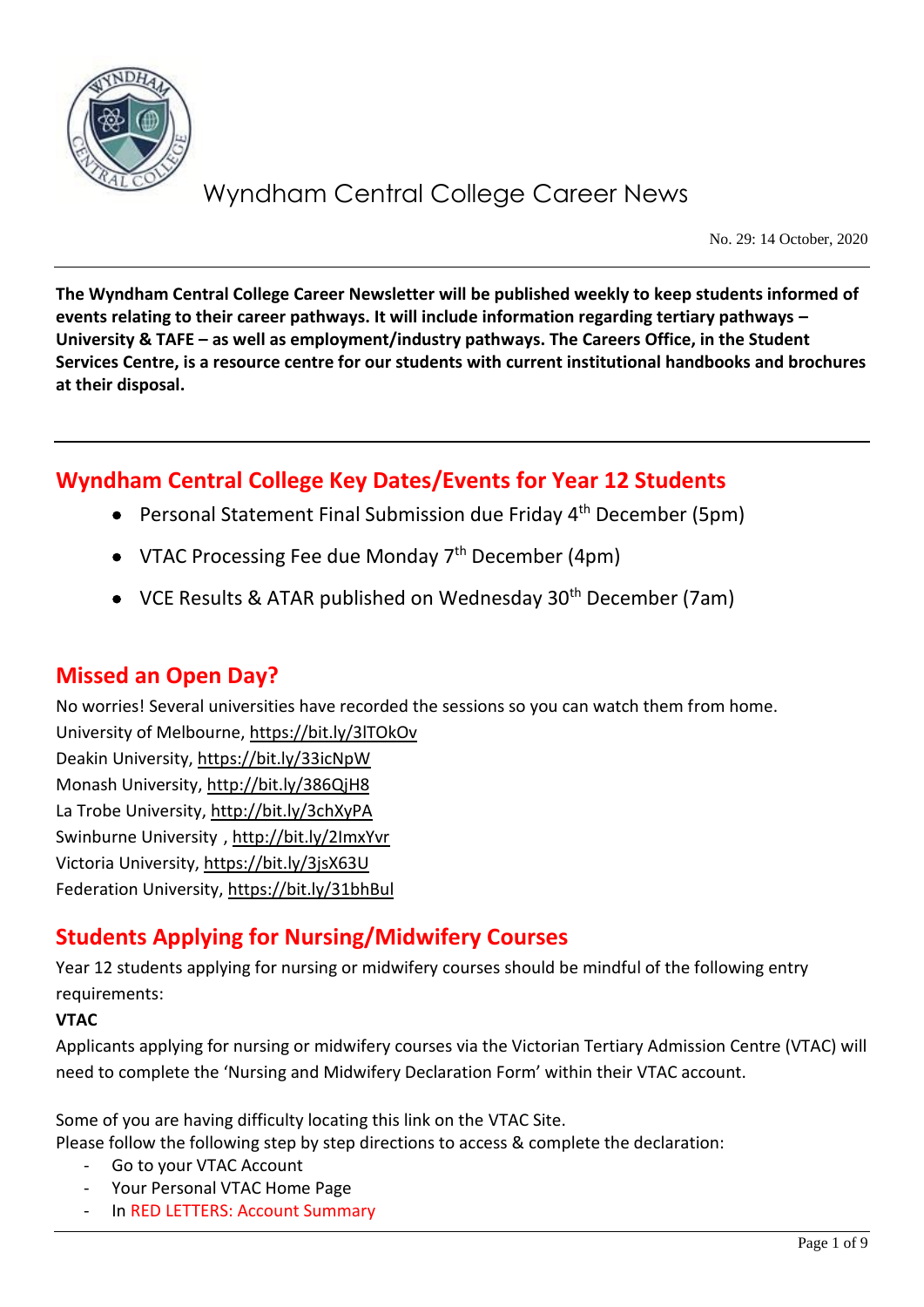# Wyndham Central College Career News

No. 29: 14 October, 2020

**The Wyndham Central College Career Newsletter will be published weekly to keep students informed of events relating to their career pathways. It will include information regarding tertiary pathways – University & TAFE – as well as employment/industry pathways. The Careers Office, in the Student Services Centre, is a resource centre for our students with current institutional handbooks and brochures at their disposal.**

## Wyndham Central College Key Dates/Events for Year 12 Students

- Personal Statement Final Submission due Friday 4th December (5pm)
- VTAC Processing Fee due Monday 7th December (4pm)
- VCE Results & ATAR published on Wednesday 30th December (7am)

## Missed an Open Day?

No worries! Several universities have recorded the sessions so you can watch them from home.
University of Melbourne, https://bit.ly/3lTOkOv
Deakin University, https://bit.ly/33icNpW
Monash University, http://bit.ly/386QjH8
La Trobe University, http://bit.ly/3chXyPA
Swinburne University , http://bit.ly/2ImxYvr
Victoria University, https://bit.ly/3jsX63U
Federation University, https://bit.ly/31bhBul

## Students Applying for Nursing/Midwifery Courses

Year 12 students applying for nursing or midwifery courses should be mindful of the following entry requirements:

**VTAC**

Applicants applying for nursing or midwifery courses via the Victorian Tertiary Admission Centre (VTAC) will need to complete the 'Nursing and Midwifery Declaration Form' within their VTAC account.

Some of you are having difficulty locating this link on the VTAC Site.
Please follow the following step by step directions to access & complete the declaration:

- Go to your VTAC Account
- Your Personal VTAC Home Page
- In RED LETTERS: Account Summary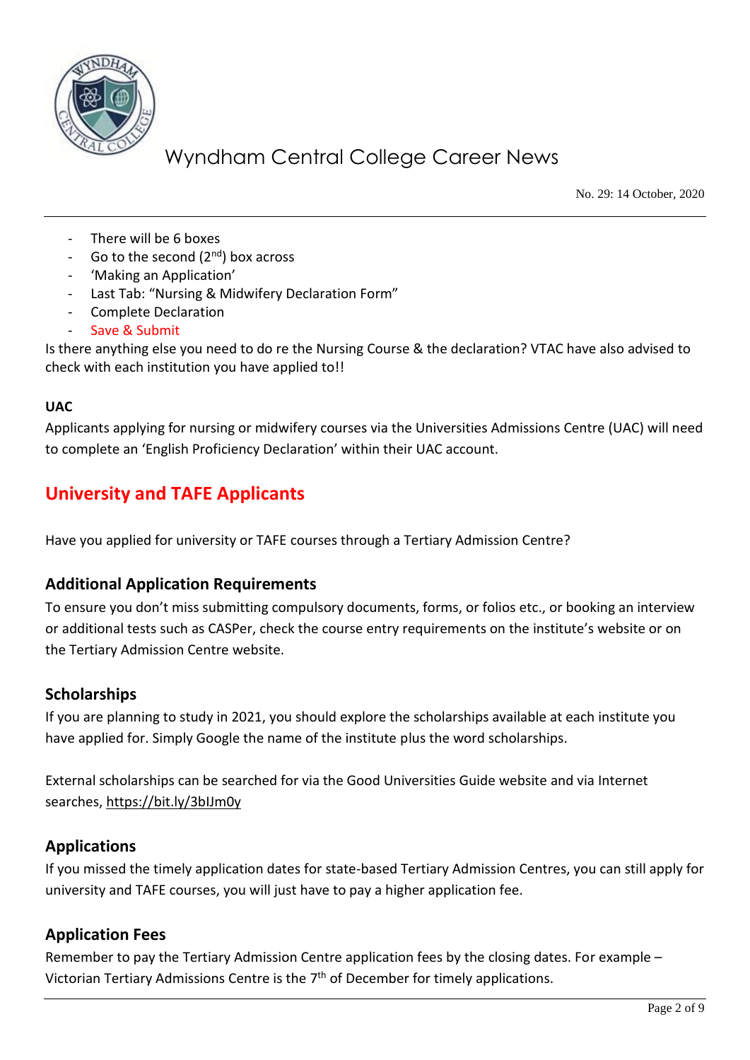- There will be 6 boxes
- Go to the second (2nd) box across
- 'Making an Application'
- Last Tab: "Nursing & Midwifery Declaration Form"
- Complete Declaration
- Save & Submit

Is there anything else you need to do re the Nursing Course & the declaration? VTAC have also advised to check with each institution you have applied to!!

**UAC**

Applicants applying for nursing or midwifery courses via the Universities Admissions Centre (UAC) will need to complete an 'English Proficiency Declaration' within their UAC account.

## University and TAFE Applicants

Have you applied for university or TAFE courses through a Tertiary Admission Centre?

### Additional Application Requirements

To ensure you don't miss submitting compulsory documents, forms, or folios etc., or booking an interview or additional tests such as CASPer, check the course entry requirements on the institute's website or on the Tertiary Admission Centre website.

### Scholarships

If you are planning to study in 2021, you should explore the scholarships available at each institute you have applied for. Simply Google the name of the institute plus the word scholarships.

External scholarships can be searched for via the Good Universities Guide website and via Internet searches, https://bit.ly/3bIJm0y

### Applications

If you missed the timely application dates for state-based Tertiary Admission Centres, you can still apply for university and TAFE courses, you will just have to pay a higher application fee.

### Application Fees

Remember to pay the Tertiary Admission Centre application fees by the closing dates. For example – Victorian Tertiary Admissions Centre is the 7th of December for timely applications.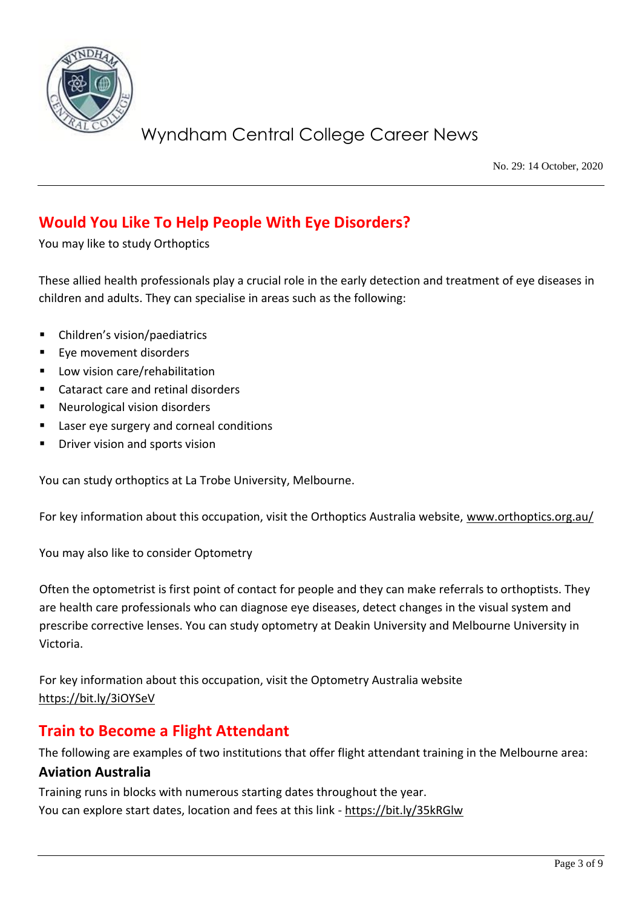## Would You Like To Help People With Eye Disorders?

You may like to study Orthoptics

These allied health professionals play a crucial role in the early detection and treatment of eye diseases in children and adults. They can specialise in areas such as the following:

- Children's vision/paediatrics
- Eye movement disorders
- Low vision care/rehabilitation
- Cataract care and retinal disorders
- Neurological vision disorders
- Laser eye surgery and corneal conditions
- Driver vision and sports vision

You can study orthoptics at La Trobe University, Melbourne.

For key information about this occupation, visit the Orthoptics Australia website, www.orthoptics.org.au/

You may also like to consider Optometry

Often the optometrist is first point of contact for people and they can make referrals to orthoptists. They are health care professionals who can diagnose eye diseases, detect changes in the visual system and prescribe corrective lenses. You can study optometry at Deakin University and Melbourne University in Victoria.

For key information about this occupation, visit the Optometry Australia website https://bit.ly/3iOYSeV

## Train to Become a Flight Attendant

The following are examples of two institutions that offer flight attendant training in the Melbourne area:

### Aviation Australia

Training runs in blocks with numerous starting dates throughout the year.
You can explore start dates, location and fees at this link - https://bit.ly/35kRGlw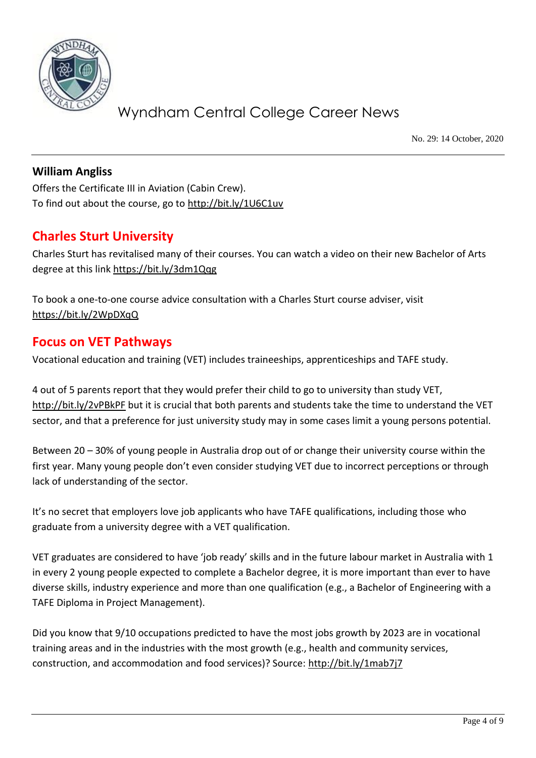### William Angliss

Offers the Certificate III in Aviation (Cabin Crew).
To find out about the course, go to http://bit.ly/1U6C1uv

## Charles Sturt University

Charles Sturt has revitalised many of their courses. You can watch a video on their new Bachelor of Arts degree at this link https://bit.ly/3dm1Qqg

To book a one-to-one course advice consultation with a Charles Sturt course adviser, visit https://bit.ly/2WpDXqQ

## Focus on VET Pathways

Vocational education and training (VET) includes traineeships, apprenticeships and TAFE study.

4 out of 5 parents report that they would prefer their child to go to university than study VET, http://bit.ly/2vPBkPF but it is crucial that both parents and students take the time to understand the VET sector, and that a preference for just university study may in some cases limit a young persons potential.

Between 20 – 30% of young people in Australia drop out of or change their university course within the first year. Many young people don't even consider studying VET due to incorrect perceptions or through lack of understanding of the sector.

It's no secret that employers love job applicants who have TAFE qualifications, including those who graduate from a university degree with a VET qualification.

VET graduates are considered to have 'job ready' skills and in the future labour market in Australia with 1 in every 2 young people expected to complete a Bachelor degree, it is more important than ever to have diverse skills, industry experience and more than one qualification (e.g., a Bachelor of Engineering with a TAFE Diploma in Project Management).

Did you know that 9/10 occupations predicted to have the most jobs growth by 2023 are in vocational training areas and in the industries with the most growth (e.g., health and community services, construction, and accommodation and food services)? Source: http://bit.ly/1mab7j7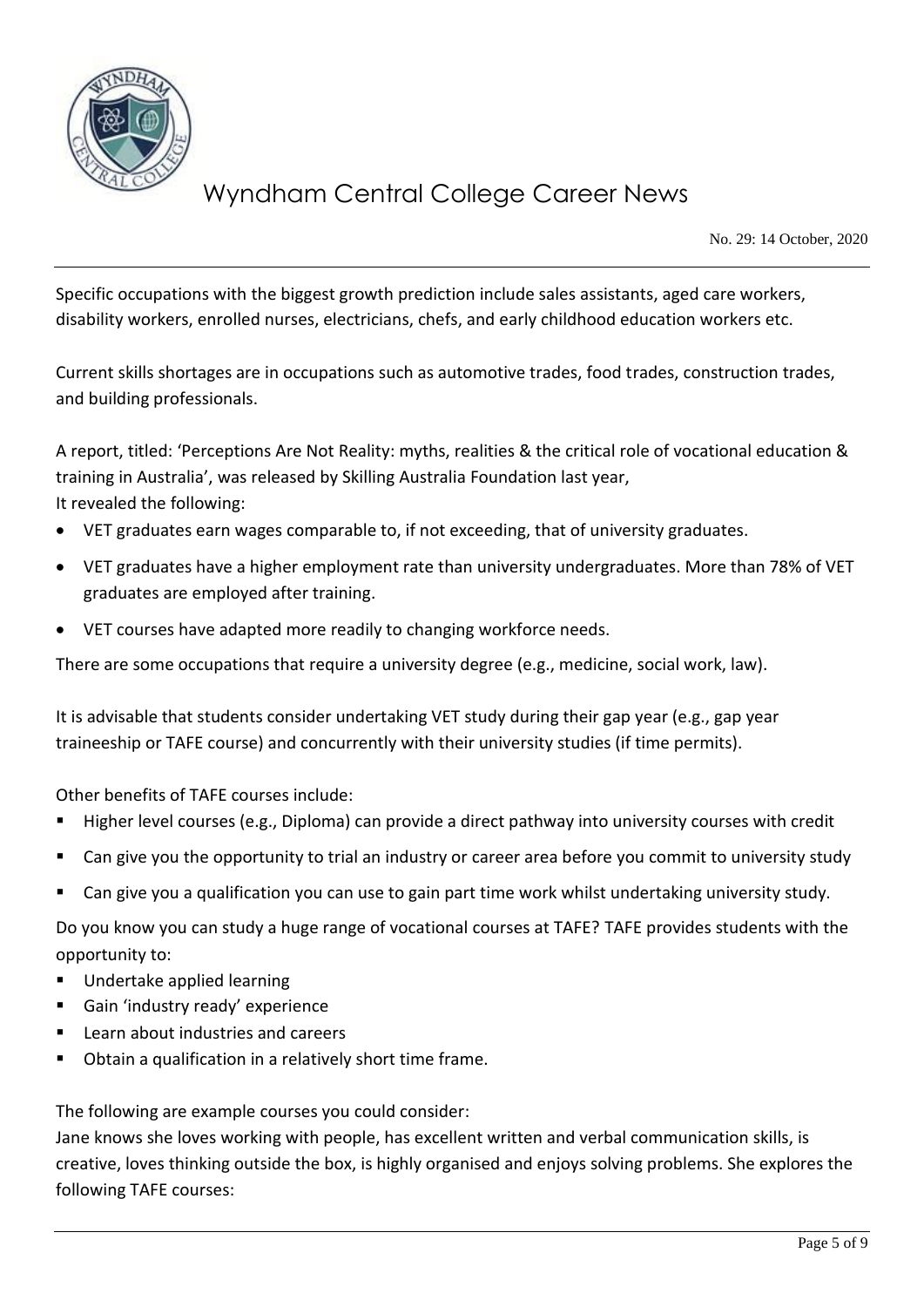Specific occupations with the biggest growth prediction include sales assistants, aged care workers, disability workers, enrolled nurses, electricians, chefs, and early childhood education workers etc.

Current skills shortages are in occupations such as automotive trades, food trades, construction trades, and building professionals.

A report, titled: 'Perceptions Are Not Reality: myths, realities & the critical role of vocational education & training in Australia', was released by Skilling Australia Foundation last year,
It revealed the following:

- VET graduates earn wages comparable to, if not exceeding, that of university graduates.
- VET graduates have a higher employment rate than university undergraduates. More than 78% of VET graduates are employed after training.
- VET courses have adapted more readily to changing workforce needs.

There are some occupations that require a university degree (e.g., medicine, social work, law).

It is advisable that students consider undertaking VET study during their gap year (e.g., gap year traineeship or TAFE course) and concurrently with their university studies (if time permits).

Other benefits of TAFE courses include:

- Higher level courses (e.g., Diploma) can provide a direct pathway into university courses with credit
- Can give you the opportunity to trial an industry or career area before you commit to university study
- Can give you a qualification you can use to gain part time work whilst undertaking university study.

Do you know you can study a huge range of vocational courses at TAFE? TAFE provides students with the opportunity to:

- Undertake applied learning
- Gain 'industry ready' experience
- Learn about industries and careers
- Obtain a qualification in a relatively short time frame.

The following are example courses you could consider:
Jane knows she loves working with people, has excellent written and verbal communication skills, is creative, loves thinking outside the box, is highly organised and enjoys solving problems. She explores the following TAFE courses: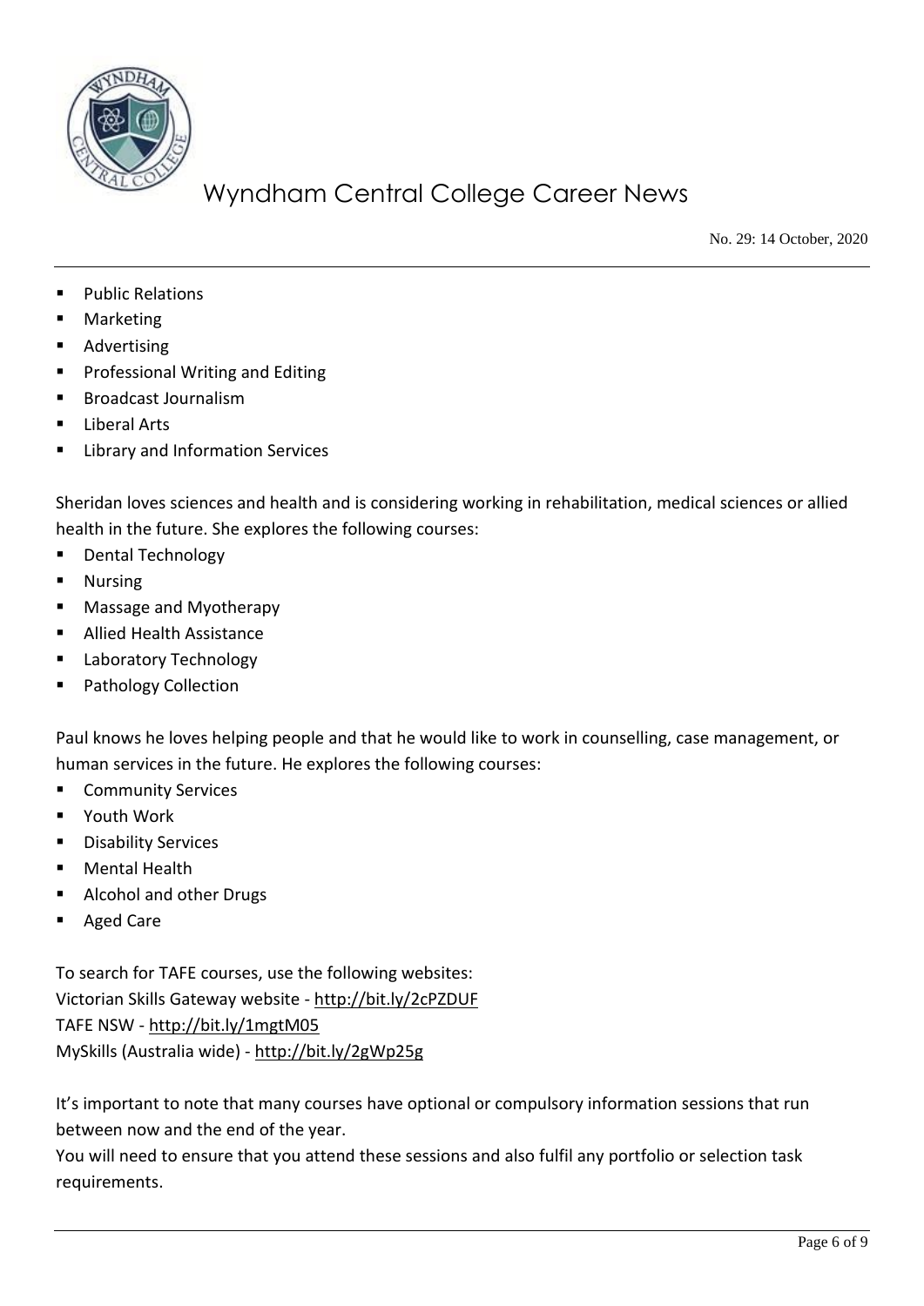- Public Relations
- Marketing
- Advertising
- Professional Writing and Editing
- Broadcast Journalism
- Liberal Arts
- Library and Information Services

Sheridan loves sciences and health and is considering working in rehabilitation, medical sciences or allied health in the future. She explores the following courses:

- Dental Technology
- Nursing
- Massage and Myotherapy
- Allied Health Assistance
- Laboratory Technology
- Pathology Collection

Paul knows he loves helping people and that he would like to work in counselling, case management, or human services in the future. He explores the following courses:

- Community Services
- Youth Work
- Disability Services
- Mental Health
- Alcohol and other Drugs
- Aged Care

To search for TAFE courses, use the following websites:
Victorian Skills Gateway website - http://bit.ly/2cPZDUF
TAFE NSW - http://bit.ly/1mgtM05
MySkills (Australia wide) - http://bit.ly/2gWp25g

It's important to note that many courses have optional or compulsory information sessions that run between now and the end of the year.
You will need to ensure that you attend these sessions and also fulfil any portfolio or selection task requirements.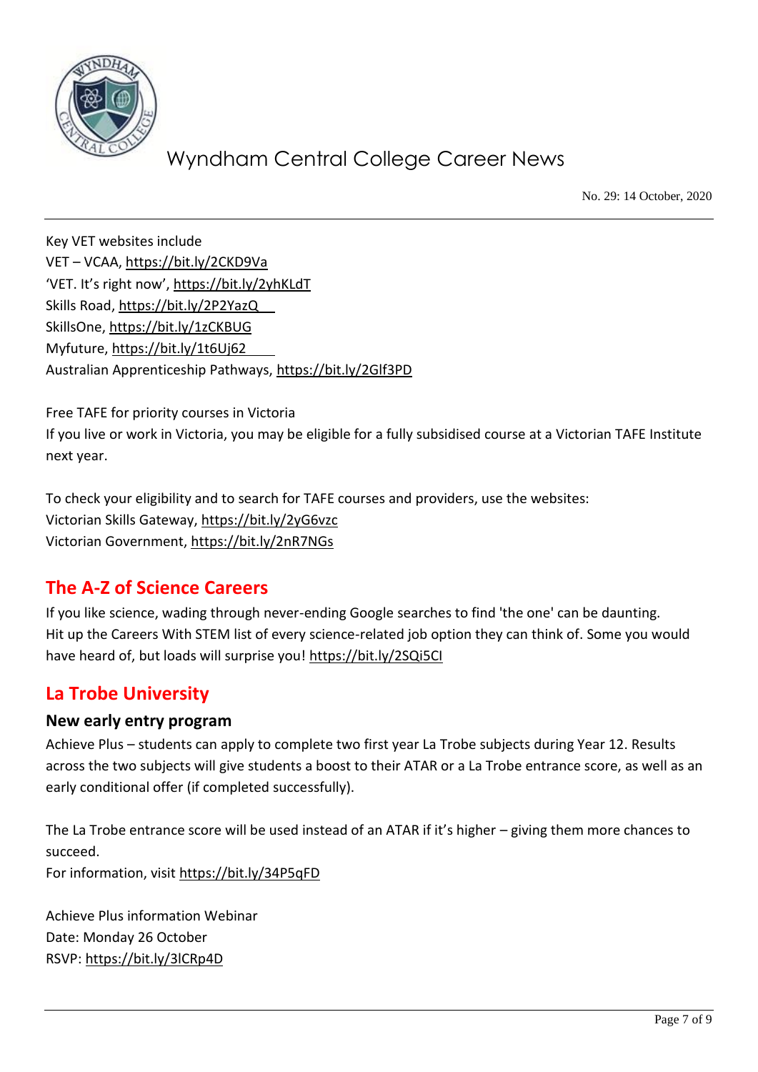Key VET websites include
VET – VCAA, https://bit.ly/2CKD9Va
'VET. It's right now', https://bit.ly/2yhKLdT
Skills Road, https://bit.ly/2P2YazQ
SkillsOne, https://bit.ly/1zCKBUG
Myfuture, https://bit.ly/1t6Uj62
Australian Apprenticeship Pathways, https://bit.ly/2Glf3PD

Free TAFE for priority courses in Victoria
If you live or work in Victoria, you may be eligible for a fully subsidised course at a Victorian TAFE Institute next year.

To check your eligibility and to search for TAFE courses and providers, use the websites:
Victorian Skills Gateway, https://bit.ly/2yG6vzc
Victorian Government, https://bit.ly/2nR7NGs

## The A-Z of Science Careers

If you like science, wading through never-ending Google searches to find 'the one' can be daunting. Hit up the Careers With STEM list of every science-related job option they can think of. Some you would have heard of, but loads will surprise you! https://bit.ly/2SQi5CI

## La Trobe University

### New early entry program

Achieve Plus – students can apply to complete two first year La Trobe subjects during Year 12. Results across the two subjects will give students a boost to their ATAR or a La Trobe entrance score, as well as an early conditional offer (if completed successfully).

The La Trobe entrance score will be used instead of an ATAR if it's higher – giving them more chances to succeed.
For information, visit https://bit.ly/34P5qFD

Achieve Plus information Webinar
Date: Monday 26 October
RSVP: https://bit.ly/3lCRp4D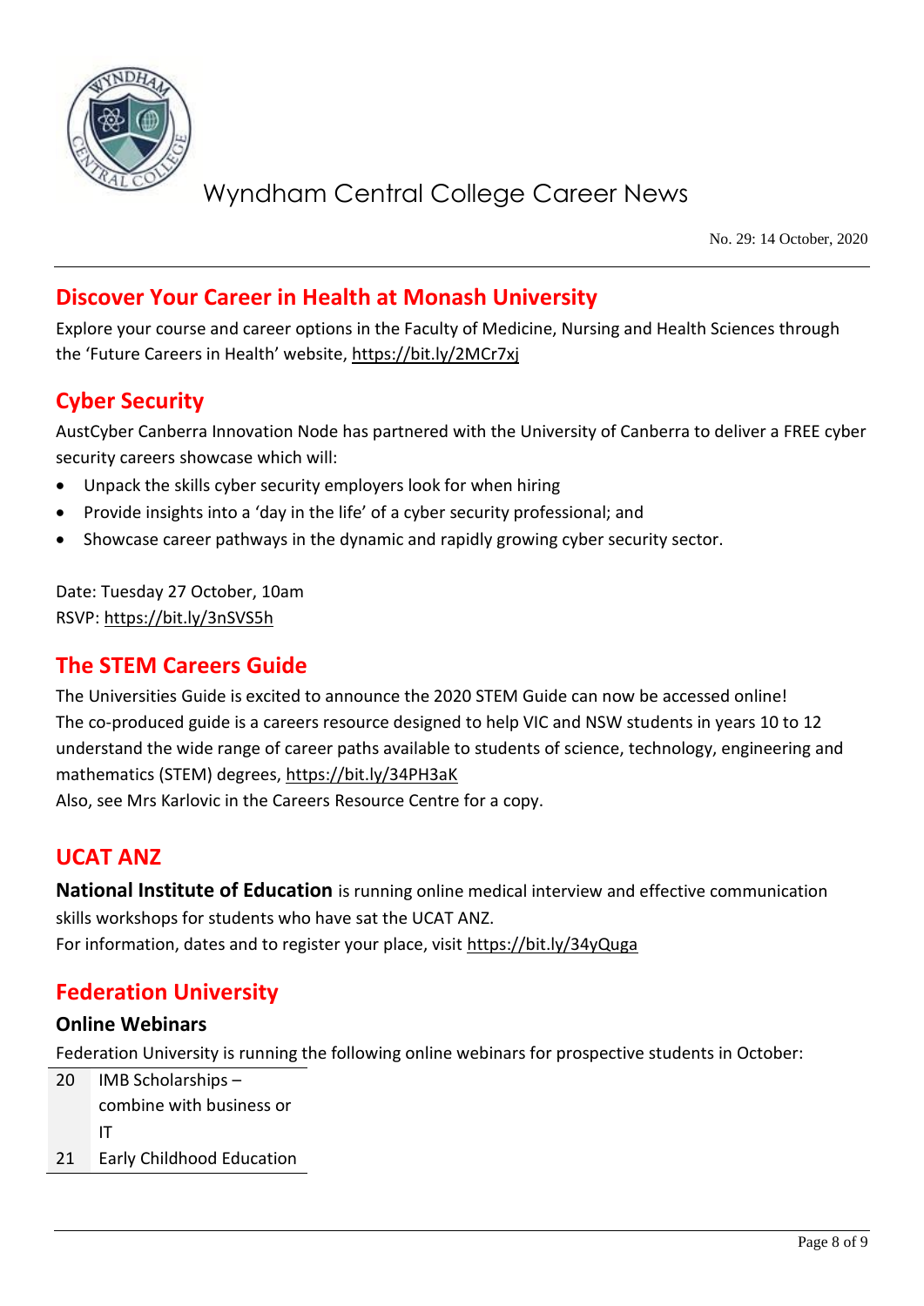Wyndham Central College Career News

No. 29: 14 October, 2020

## Discover Your Career in Health at Monash University

Explore your course and career options in the Faculty of Medicine, Nursing and Health Sciences through the 'Future Careers in Health' website, https://bit.ly/2MCr7xj

## Cyber Security

AustCyber Canberra Innovation Node has partnered with the University of Canberra to deliver a FREE cyber security careers showcase which will:

- Unpack the skills cyber security employers look for when hiring
- Provide insights into a 'day in the life' of a cyber security professional; and
- Showcase career pathways in the dynamic and rapidly growing cyber security sector.

Date: Tuesday 27 October, 10am
RSVP: https://bit.ly/3nSVS5h

## The STEM Careers Guide

The Universities Guide is excited to announce the 2020 STEM Guide can now be accessed online!
The co-produced guide is a careers resource designed to help VIC and NSW students in years 10 to 12 understand the wide range of career paths available to students of science, technology, engineering and mathematics (STEM) degrees, https://bit.ly/34PH3aK
Also, see Mrs Karlovic in the Careers Resource Centre for a copy.

## UCAT ANZ

**National Institute of Education** is running online medical interview and effective communication skills workshops for students who have sat the UCAT ANZ.
For information, dates and to register your place, visit https://bit.ly/34yQuga

## Federation University

### Online Webinars

Federation University is running the following online webinars for prospective students in October:

| | |
|---|---|
| 20 | IMB Scholarships – combine with business or IT |
| 21 | Early Childhood Education |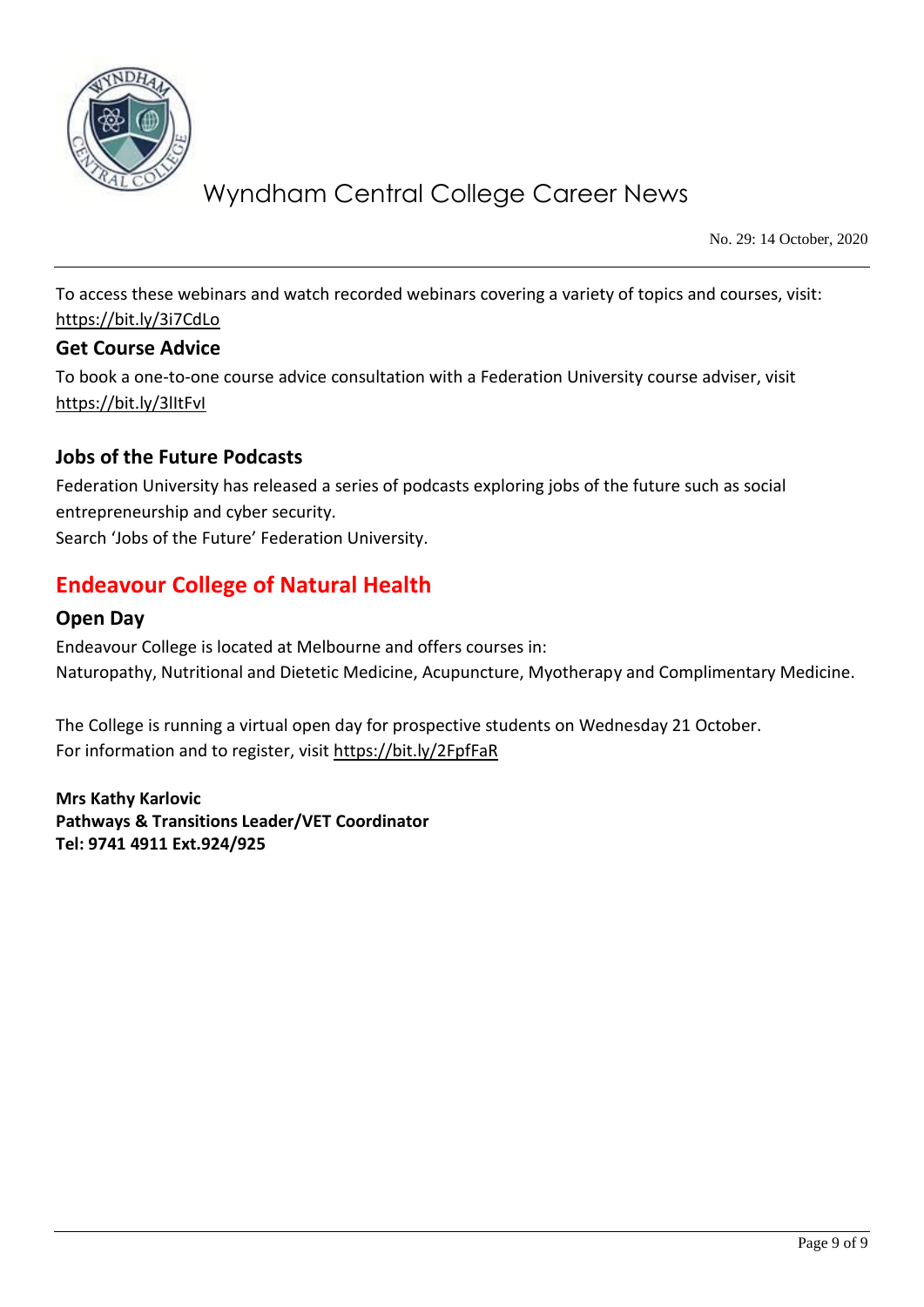To access these webinars and watch recorded webinars covering a variety of topics and courses, visit: https://bit.ly/3i7CdLo

### Get Course Advice

To book a one-to-one course advice consultation with a Federation University course adviser, visit https://bit.ly/3lItFvI

### Jobs of the Future Podcasts

Federation University has released a series of podcasts exploring jobs of the future such as social entrepreneurship and cyber security.
Search 'Jobs of the Future' Federation University.

## Endeavour College of Natural Health

### Open Day

Endeavour College is located at Melbourne and offers courses in:
Naturopathy, Nutritional and Dietetic Medicine, Acupuncture, Myotherapy and Complimentary Medicine.

The College is running a virtual open day for prospective students on Wednesday 21 October.
For information and to register, visit https://bit.ly/2FpfFaR

**Mrs Kathy Karlovic**
**Pathways & Transitions Leader/VET Coordinator**
**Tel: 9741 4911 Ext.924/925**